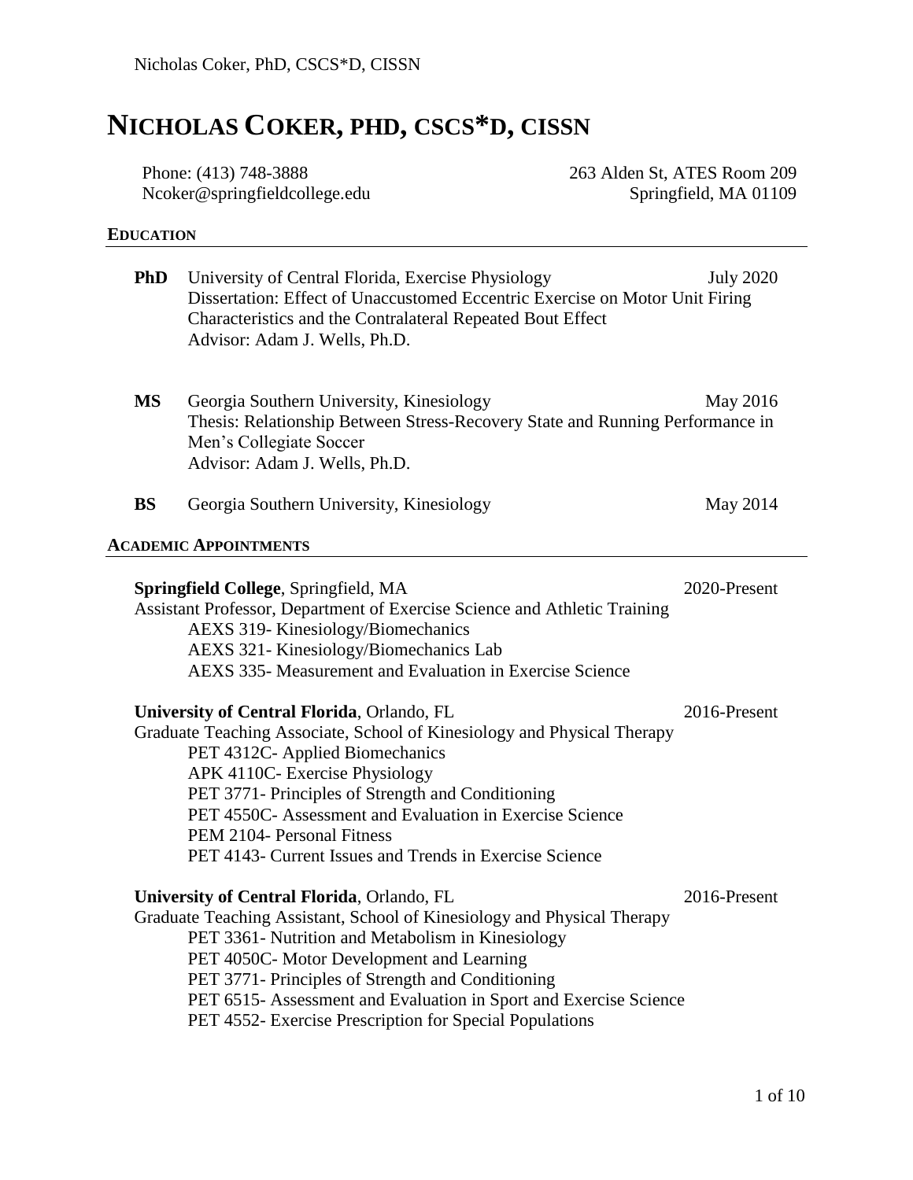# NICHOLAS COKER, PHD, CSCS*D, CISSN

Phone: (413) 748-3888
Ncoker@springfieldcollege.edu

263 Alden St, ATES Room 209
Springfield, MA 01109

## EDUCATION

**PhD** University of Central Florida, Exercise Physiology — July 2020
Dissertation: Effect of Unaccustomed Eccentric Exercise on Motor Unit Firing Characteristics and the Contralateral Repeated Bout Effect
Advisor: Adam J. Wells, Ph.D.

**MS** Georgia Southern University, Kinesiology — May 2016
Thesis: Relationship Between Stress-Recovery State and Running Performance in Men's Collegiate Soccer
Advisor: Adam J. Wells, Ph.D.

**BS** Georgia Southern University, Kinesiology — May 2014

## ACADEMIC APPOINTMENTS

**Springfield College**, Springfield, MA — 2020-Present
Assistant Professor, Department of Exercise Science and Athletic Training
- AEXS 319- Kinesiology/Biomechanics
- AEXS 321- Kinesiology/Biomechanics Lab
- AEXS 335- Measurement and Evaluation in Exercise Science

**University of Central Florida**, Orlando, FL — 2016-Present
Graduate Teaching Associate, School of Kinesiology and Physical Therapy
- PET 4312C- Applied Biomechanics
- APK 4110C- Exercise Physiology
- PET 3771- Principles of Strength and Conditioning
- PET 4550C- Assessment and Evaluation in Exercise Science
- PEM 2104- Personal Fitness
- PET 4143- Current Issues and Trends in Exercise Science

**University of Central Florida**, Orlando, FL — 2016-Present
Graduate Teaching Assistant, School of Kinesiology and Physical Therapy
- PET 3361- Nutrition and Metabolism in Kinesiology
- PET 4050C- Motor Development and Learning
- PET 3771- Principles of Strength and Conditioning
- PET 6515- Assessment and Evaluation in Sport and Exercise Science
- PET 4552- Exercise Prescription for Special Populations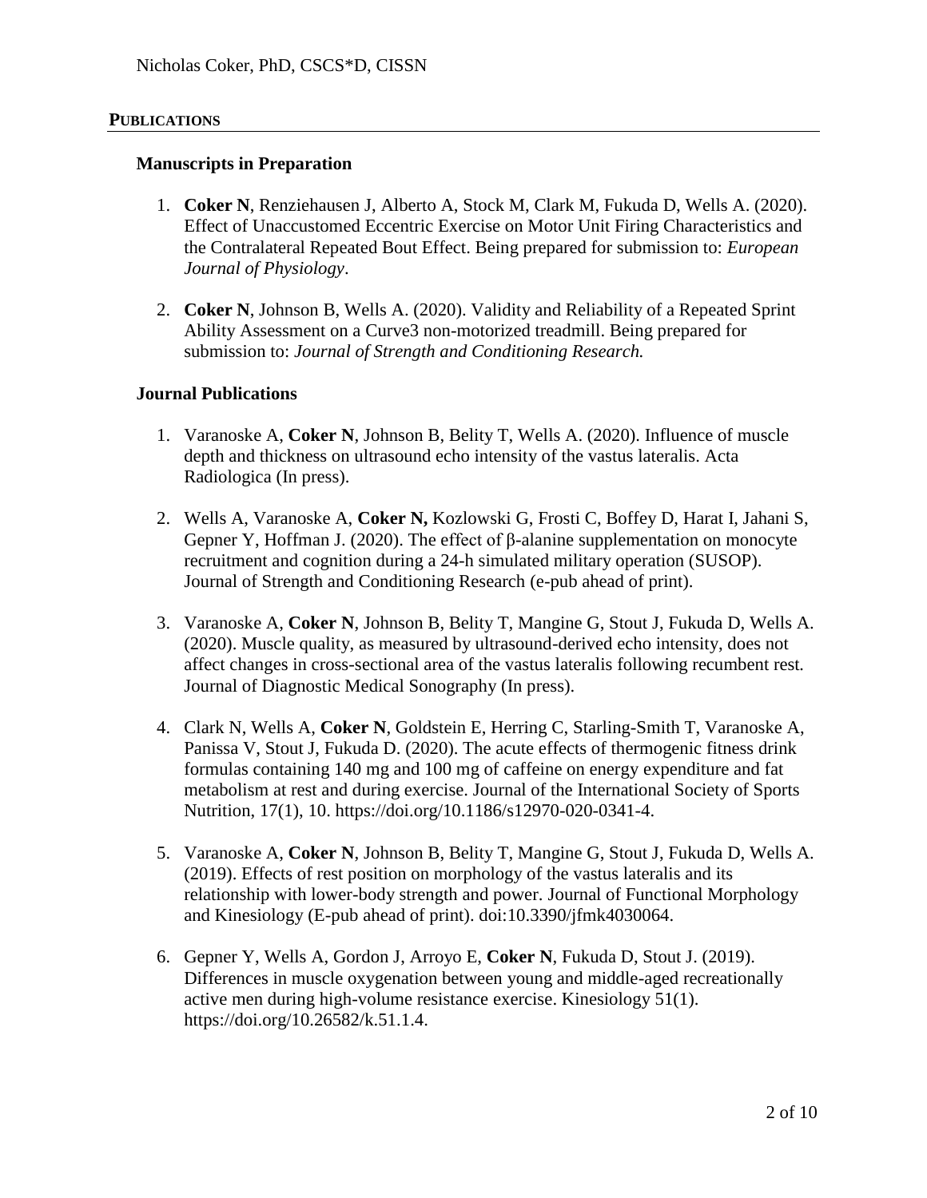## PUBLICATIONS

### Manuscripts in Preparation

1. **Coker N**, Renziehausen J, Alberto A, Stock M, Clark M, Fukuda D, Wells A. (2020). Effect of Unaccustomed Eccentric Exercise on Motor Unit Firing Characteristics and the Contralateral Repeated Bout Effect. Being prepared for submission to: *European Journal of Physiology*.

2. **Coker N**, Johnson B, Wells A. (2020). Validity and Reliability of a Repeated Sprint Ability Assessment on a Curve3 non-motorized treadmill. Being prepared for submission to: *Journal of Strength and Conditioning Research.*

### Journal Publications

1. Varanoske A, **Coker N**, Johnson B, Belity T, Wells A. (2020). Influence of muscle depth and thickness on ultrasound echo intensity of the vastus lateralis. Acta Radiologica (In press).

2. Wells A, Varanoske A, **Coker N,** Kozlowski G, Frosti C, Boffey D, Harat I, Jahani S, Gepner Y, Hoffman J. (2020). The effect of β-alanine supplementation on monocyte recruitment and cognition during a 24-h simulated military operation (SUSOP). Journal of Strength and Conditioning Research (e-pub ahead of print).

3. Varanoske A, **Coker N**, Johnson B, Belity T, Mangine G, Stout J, Fukuda D, Wells A. (2020). Muscle quality, as measured by ultrasound-derived echo intensity, does not affect changes in cross-sectional area of the vastus lateralis following recumbent rest. Journal of Diagnostic Medical Sonography (In press).

4. Clark N, Wells A, **Coker N**, Goldstein E, Herring C, Starling-Smith T, Varanoske A, Panissa V, Stout J, Fukuda D. (2020). The acute effects of thermogenic fitness drink formulas containing 140 mg and 100 mg of caffeine on energy expenditure and fat metabolism at rest and during exercise. Journal of the International Society of Sports Nutrition, 17(1), 10. https://doi.org/10.1186/s12970-020-0341-4.

5. Varanoske A, **Coker N**, Johnson B, Belity T, Mangine G, Stout J, Fukuda D, Wells A. (2019). Effects of rest position on morphology of the vastus lateralis and its relationship with lower-body strength and power. Journal of Functional Morphology and Kinesiology (E-pub ahead of print). doi:10.3390/jfmk4030064.

6. Gepner Y, Wells A, Gordon J, Arroyo E, **Coker N**, Fukuda D, Stout J. (2019). Differences in muscle oxygenation between young and middle-aged recreationally active men during high-volume resistance exercise. Kinesiology 51(1). https://doi.org/10.26582/k.51.1.4.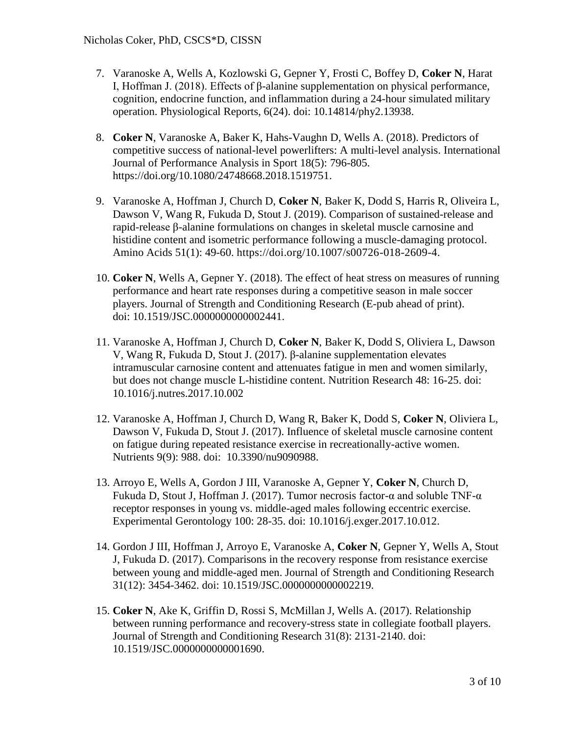7. Varanoske A, Wells A, Kozlowski G, Gepner Y, Frosti C, Boffey D, **Coker N**, Harat I, Hoffman J. (2018). Effects of β-alanine supplementation on physical performance, cognition, endocrine function, and inflammation during a 24-hour simulated military operation. Physiological Reports, 6(24). doi: 10.14814/phy2.13938.

8. **Coker N**, Varanoske A, Baker K, Hahs-Vaughn D, Wells A. (2018). Predictors of competitive success of national-level powerlifters: A multi-level analysis. International Journal of Performance Analysis in Sport 18(5): 796-805. https://doi.org/10.1080/24748668.2018.1519751.

9. Varanoske A, Hoffman J, Church D, **Coker N**, Baker K, Dodd S, Harris R, Oliveira L, Dawson V, Wang R, Fukuda D, Stout J. (2019). Comparison of sustained-release and rapid-release β-alanine formulations on changes in skeletal muscle carnosine and histidine content and isometric performance following a muscle-damaging protocol. Amino Acids 51(1): 49-60. https://doi.org/10.1007/s00726-018-2609-4.

10. **Coker N**, Wells A, Gepner Y. (2018). The effect of heat stress on measures of running performance and heart rate responses during a competitive season in male soccer players. Journal of Strength and Conditioning Research (E-pub ahead of print). doi: 10.1519/JSC.0000000000002441.

11. Varanoske A, Hoffman J, Church D, **Coker N**, Baker K, Dodd S, Oliviera L, Dawson V, Wang R, Fukuda D, Stout J. (2017). β-alanine supplementation elevates intramuscular carnosine content and attenuates fatigue in men and women similarly, but does not change muscle L-histidine content. Nutrition Research 48: 16-25. doi: 10.1016/j.nutres.2017.10.002

12. Varanoske A, Hoffman J, Church D, Wang R, Baker K, Dodd S, **Coker N**, Oliveira L, Dawson V, Fukuda D, Stout J. (2017). Influence of skeletal muscle carnosine content on fatigue during repeated resistance exercise in recreationally-active women. Nutrients 9(9): 988. doi: 10.3390/nu9090988.

13. Arroyo E, Wells A, Gordon J III, Varanoske A, Gepner Y, **Coker N**, Church D, Fukuda D, Stout J, Hoffman J. (2017). Tumor necrosis factor-α and soluble TNF-α receptor responses in young vs. middle-aged males following eccentric exercise. Experimental Gerontology 100: 28-35. doi: 10.1016/j.exger.2017.10.012.

14. Gordon J III, Hoffman J, Arroyo E, Varanoske A, **Coker N**, Gepner Y, Wells A, Stout J, Fukuda D. (2017). Comparisons in the recovery response from resistance exercise between young and middle-aged men. Journal of Strength and Conditioning Research 31(12): 3454-3462. doi: 10.1519/JSC.0000000000002219.

15. **Coker N**, Ake K, Griffin D, Rossi S, McMillan J, Wells A. (2017). Relationship between running performance and recovery-stress state in collegiate football players. Journal of Strength and Conditioning Research 31(8): 2131-2140. doi: 10.1519/JSC.0000000000001690.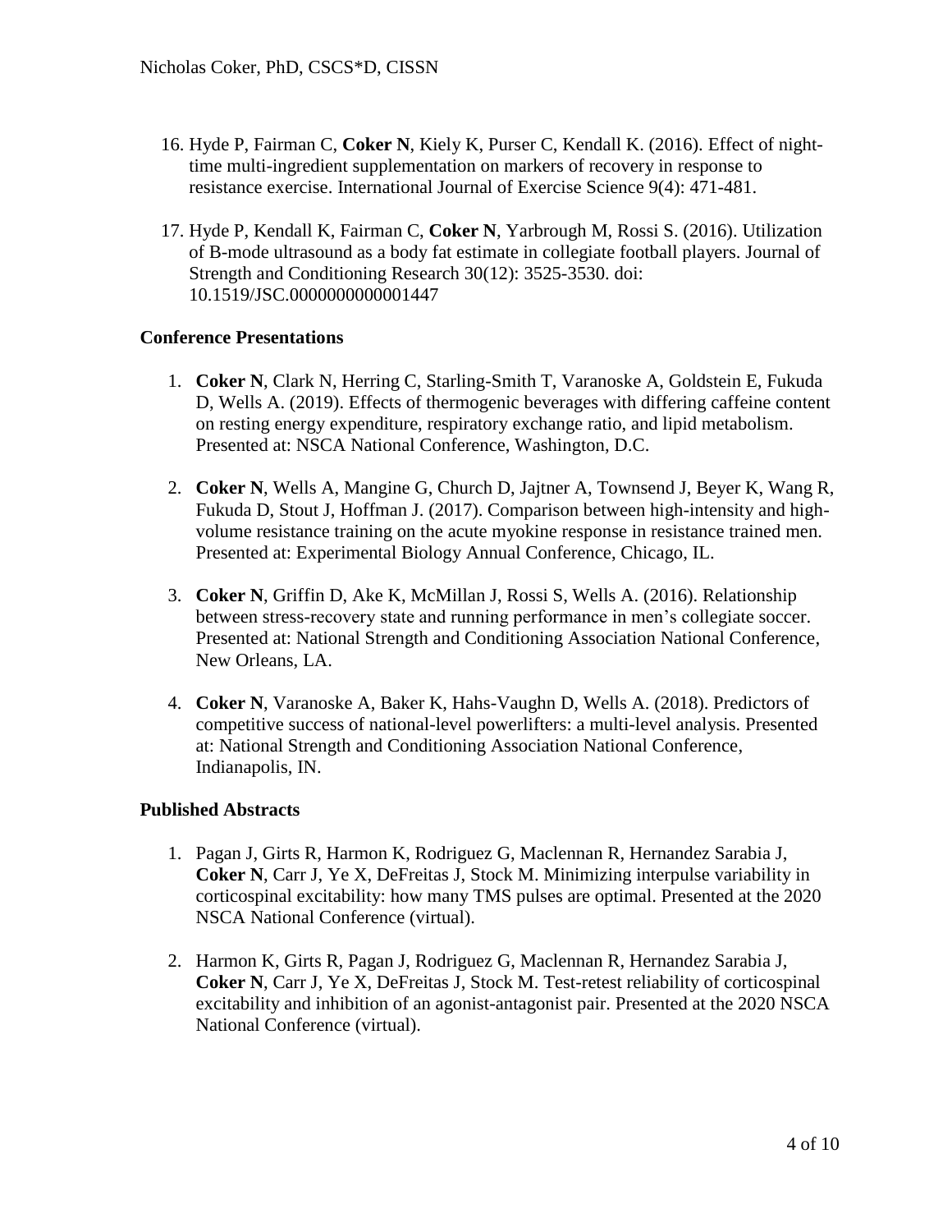16. Hyde P, Fairman C, **Coker N**, Kiely K, Purser C, Kendall K. (2016). Effect of night-time multi-ingredient supplementation on markers of recovery in response to resistance exercise. International Journal of Exercise Science 9(4): 471-481.

17. Hyde P, Kendall K, Fairman C, **Coker N**, Yarbrough M, Rossi S. (2016). Utilization of B-mode ultrasound as a body fat estimate in collegiate football players. Journal of Strength and Conditioning Research 30(12): 3525-3530. doi: 10.1519/JSC.0000000000001447

**Conference Presentations**

1. **Coker N**, Clark N, Herring C, Starling-Smith T, Varanoske A, Goldstein E, Fukuda D, Wells A. (2019). Effects of thermogenic beverages with differing caffeine content on resting energy expenditure, respiratory exchange ratio, and lipid metabolism. Presented at: NSCA National Conference, Washington, D.C.

2. **Coker N**, Wells A, Mangine G, Church D, Jajtner A, Townsend J, Beyer K, Wang R, Fukuda D, Stout J, Hoffman J. (2017). Comparison between high-intensity and high-volume resistance training on the acute myokine response in resistance trained men. Presented at: Experimental Biology Annual Conference, Chicago, IL.

3. **Coker N**, Griffin D, Ake K, McMillan J, Rossi S, Wells A. (2016). Relationship between stress-recovery state and running performance in men's collegiate soccer. Presented at: National Strength and Conditioning Association National Conference, New Orleans, LA.

4. **Coker N**, Varanoske A, Baker K, Hahs-Vaughn D, Wells A. (2018). Predictors of competitive success of national-level powerlifters: a multi-level analysis. Presented at: National Strength and Conditioning Association National Conference, Indianapolis, IN.

**Published Abstracts**

1. Pagan J, Girts R, Harmon K, Rodriguez G, Maclennan R, Hernandez Sarabia J, **Coker N**, Carr J, Ye X, DeFreitas J, Stock M. Minimizing interpulse variability in corticospinal excitability: how many TMS pulses are optimal. Presented at the 2020 NSCA National Conference (virtual).

2. Harmon K, Girts R, Pagan J, Rodriguez G, Maclennan R, Hernandez Sarabia J, **Coker N**, Carr J, Ye X, DeFreitas J, Stock M. Test-retest reliability of corticospinal excitability and inhibition of an agonist-antagonist pair. Presented at the 2020 NSCA National Conference (virtual).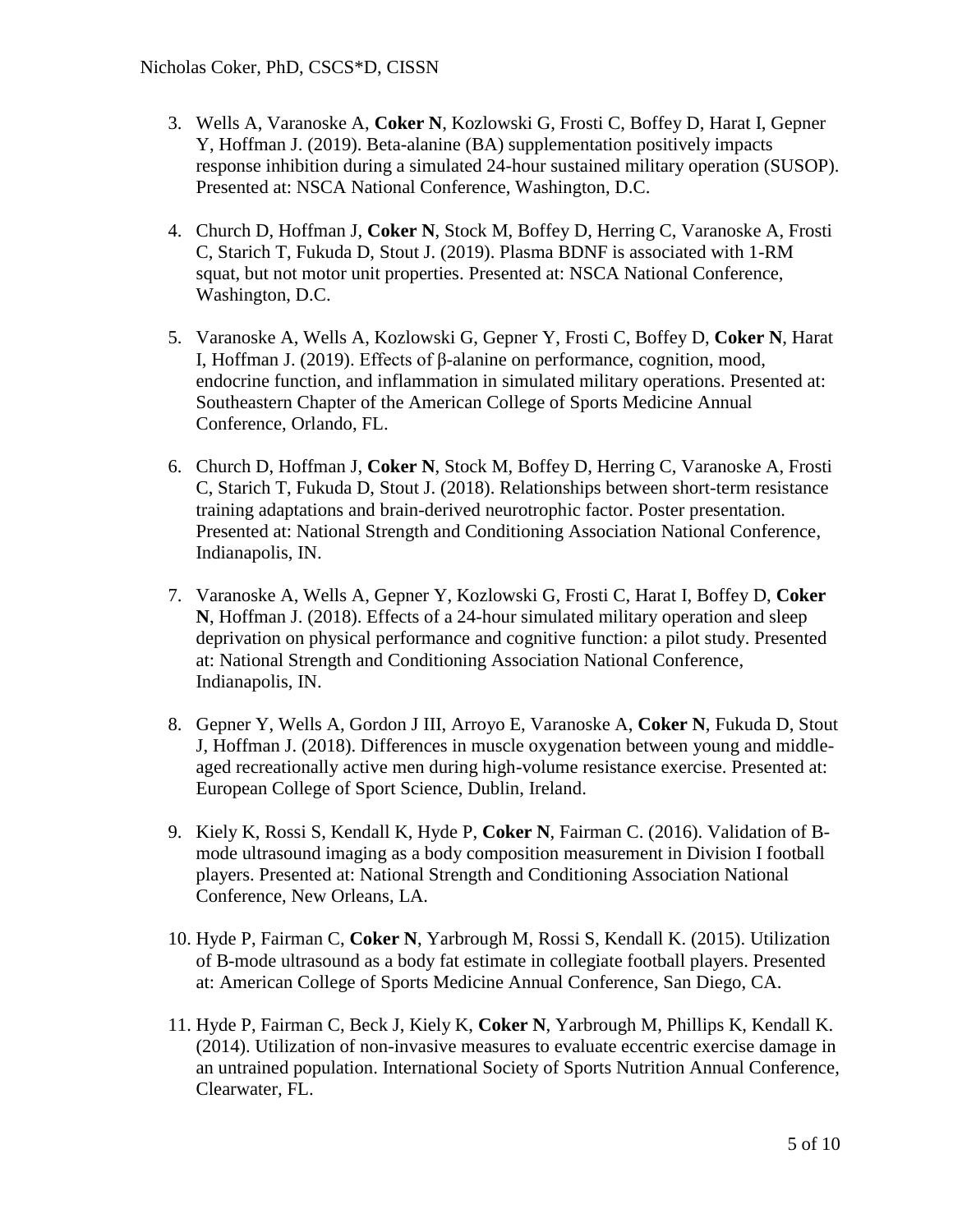3. Wells A, Varanoske A, **Coker N**, Kozlowski G, Frosti C, Boffey D, Harat I, Gepner Y, Hoffman J. (2019). Beta-alanine (BA) supplementation positively impacts response inhibition during a simulated 24-hour sustained military operation (SUSOP). Presented at: NSCA National Conference, Washington, D.C.

4. Church D, Hoffman J, **Coker N**, Stock M, Boffey D, Herring C, Varanoske A, Frosti C, Starich T, Fukuda D, Stout J. (2019). Plasma BDNF is associated with 1-RM squat, but not motor unit properties. Presented at: NSCA National Conference, Washington, D.C.

5. Varanoske A, Wells A, Kozlowski G, Gepner Y, Frosti C, Boffey D, **Coker N**, Harat I, Hoffman J. (2019). Effects of β-alanine on performance, cognition, mood, endocrine function, and inflammation in simulated military operations. Presented at: Southeastern Chapter of the American College of Sports Medicine Annual Conference, Orlando, FL.

6. Church D, Hoffman J, **Coker N**, Stock M, Boffey D, Herring C, Varanoske A, Frosti C, Starich T, Fukuda D, Stout J. (2018). Relationships between short-term resistance training adaptations and brain-derived neurotrophic factor. Poster presentation. Presented at: National Strength and Conditioning Association National Conference, Indianapolis, IN.

7. Varanoske A, Wells A, Gepner Y, Kozlowski G, Frosti C, Harat I, Boffey D, **Coker N**, Hoffman J. (2018). Effects of a 24-hour simulated military operation and sleep deprivation on physical performance and cognitive function: a pilot study. Presented at: National Strength and Conditioning Association National Conference, Indianapolis, IN.

8. Gepner Y, Wells A, Gordon J III, Arroyo E, Varanoske A, **Coker N**, Fukuda D, Stout J, Hoffman J. (2018). Differences in muscle oxygenation between young and middle-aged recreationally active men during high-volume resistance exercise. Presented at: European College of Sport Science, Dublin, Ireland.

9. Kiely K, Rossi S, Kendall K, Hyde P, **Coker N**, Fairman C. (2016). Validation of B-mode ultrasound imaging as a body composition measurement in Division I football players. Presented at: National Strength and Conditioning Association National Conference, New Orleans, LA.

10. Hyde P, Fairman C, **Coker N**, Yarbrough M, Rossi S, Kendall K. (2015). Utilization of B-mode ultrasound as a body fat estimate in collegiate football players. Presented at: American College of Sports Medicine Annual Conference, San Diego, CA.

11. Hyde P, Fairman C, Beck J, Kiely K, **Coker N**, Yarbrough M, Phillips K, Kendall K. (2014). Utilization of non-invasive measures to evaluate eccentric exercise damage in an untrained population. International Society of Sports Nutrition Annual Conference, Clearwater, FL.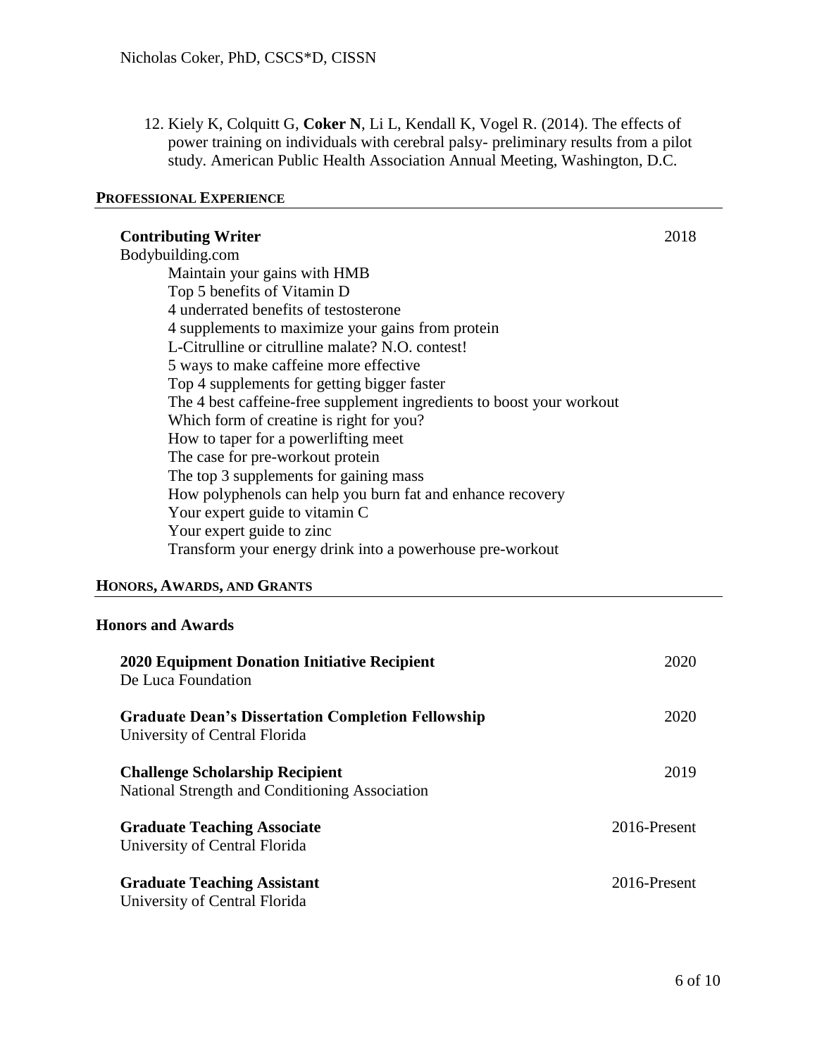12. Kiely K, Colquitt G, **Coker N**, Li L, Kendall K, Vogel R. (2014). The effects of power training on individuals with cerebral palsy- preliminary results from a pilot study. American Public Health Association Annual Meeting, Washington, D.C.

## PROFESSIONAL EXPERIENCE

**Contributing Writer** — 2018
Bodybuilding.com

- Maintain your gains with HMB
- Top 5 benefits of Vitamin D
- 4 underrated benefits of testosterone
- 4 supplements to maximize your gains from protein
- L-Citrulline or citrulline malate? N.O. contest!
- 5 ways to make caffeine more effective
- Top 4 supplements for getting bigger faster
- The 4 best caffeine-free supplement ingredients to boost your workout
- Which form of creatine is right for you?
- How to taper for a powerlifting meet
- The case for pre-workout protein
- The top 3 supplements for gaining mass
- How polyphenols can help you burn fat and enhance recovery
- Your expert guide to vitamin C
- Your expert guide to zinc
- Transform your energy drink into a powerhouse pre-workout

## HONORS, AWARDS, AND GRANTS

### Honors and Awards

**2020 Equipment Donation Initiative Recipient** — 2020
De Luca Foundation

**Graduate Dean's Dissertation Completion Fellowship** — 2020
University of Central Florida

**Challenge Scholarship Recipient** — 2019
National Strength and Conditioning Association

**Graduate Teaching Associate** — 2016-Present
University of Central Florida

**Graduate Teaching Assistant** — 2016-Present
University of Central Florida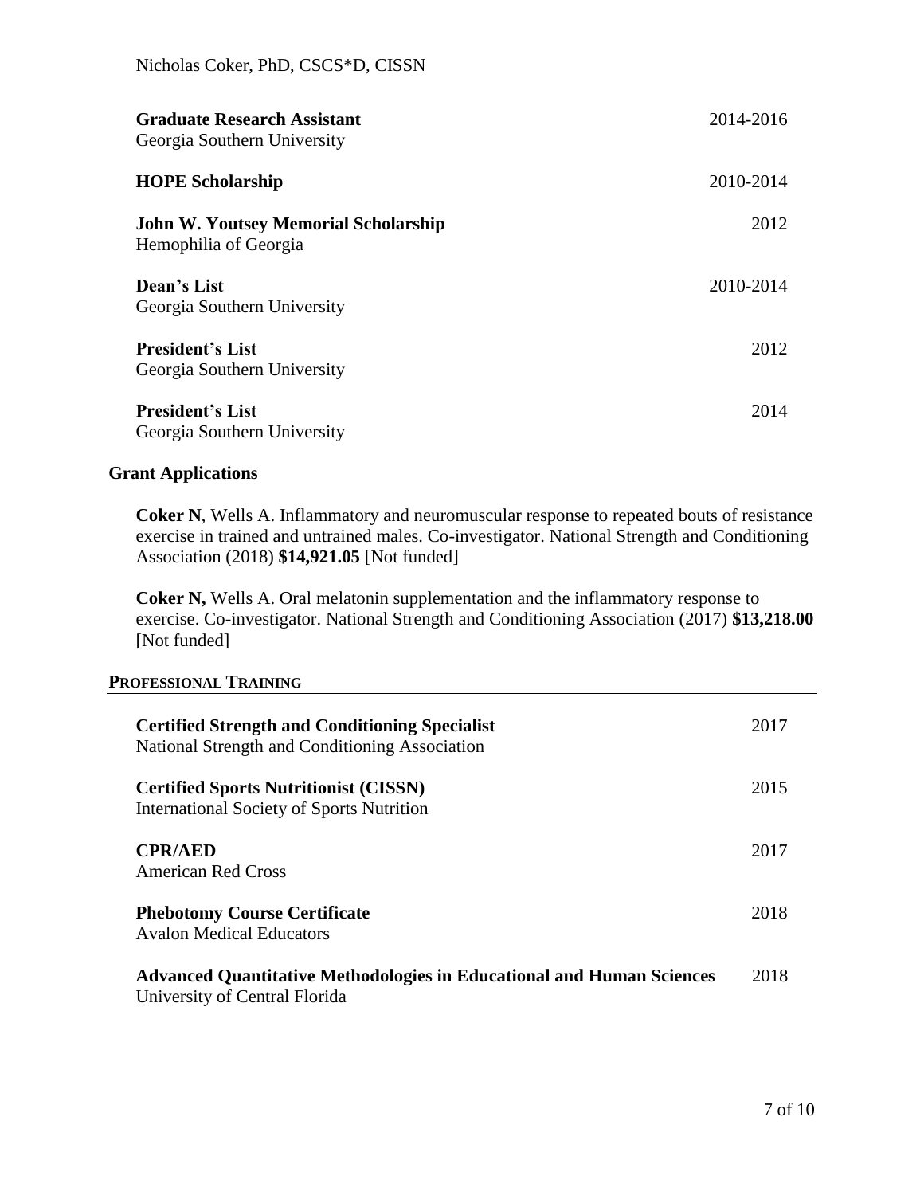**Graduate Research Assistant** 2014-2016
Georgia Southern University

**HOPE Scholarship** 2010-2014

**John W. Youtsey Memorial Scholarship** 2012
Hemophilia of Georgia

**Dean's List** 2010-2014
Georgia Southern University

**President's List** 2012
Georgia Southern University

**President's List** 2014
Georgia Southern University

### Grant Applications

**Coker N**, Wells A. Inflammatory and neuromuscular response to repeated bouts of resistance exercise in trained and untrained males. Co-investigator. National Strength and Conditioning Association (2018) **$14,921.05** [Not funded]

**Coker N,** Wells A. Oral melatonin supplementation and the inflammatory response to exercise. Co-investigator. National Strength and Conditioning Association (2017) **$13,218.00** [Not funded]

## PROFESSIONAL TRAINING

**Certified Strength and Conditioning Specialist** 2017
National Strength and Conditioning Association

**Certified Sports Nutritionist (CISSN)** 2015
International Society of Sports Nutrition

**CPR/AED** 2017
American Red Cross

**Phebotomy Course Certificate** 2018
Avalon Medical Educators

**Advanced Quantitative Methodologies in Educational and Human Sciences** 2018
University of Central Florida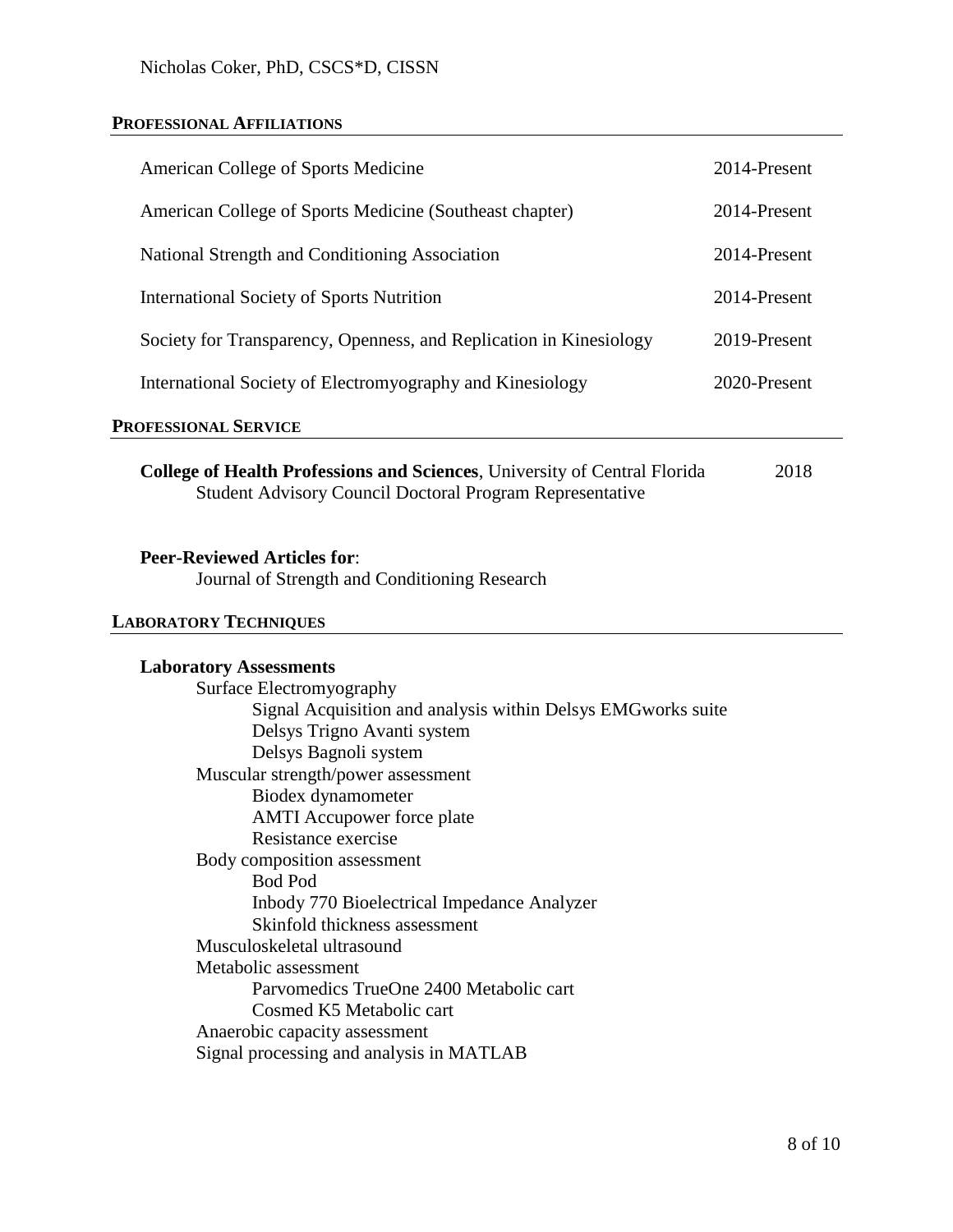## PROFESSIONAL AFFILIATIONS

| | |
|---|---|
| American College of Sports Medicine | 2014-Present |
| American College of Sports Medicine (Southeast chapter) | 2014-Present |
| National Strength and Conditioning Association | 2014-Present |
| International Society of Sports Nutrition | 2014-Present |
| Society for Transparency, Openness, and Replication in Kinesiology | 2019-Present |
| International Society of Electromyography and Kinesiology | 2020-Present |

## PROFESSIONAL SERVICE

**College of Health Professions and Sciences**, University of Central Florida — 2018
Student Advisory Council Doctoral Program Representative

**Peer-Reviewed Articles for**:
Journal of Strength and Conditioning Research

## LABORATORY TECHNIQUES

**Laboratory Assessments**

- Surface Electromyography
  - Signal Acquisition and analysis within Delsys EMGworks suite
  - Delsys Trigno Avanti system
  - Delsys Bagnoli system
- Muscular strength/power assessment
  - Biodex dynamometer
  - AMTI Accupower force plate
  - Resistance exercise
- Body composition assessment
  - Bod Pod
  - Inbody 770 Bioelectrical Impedance Analyzer
  - Skinfold thickness assessment
- Musculoskeletal ultrasound
- Metabolic assessment
  - Parvomedics TrueOne 2400 Metabolic cart
  - Cosmed K5 Metabolic cart
- Anaerobic capacity assessment
- Signal processing and analysis in MATLAB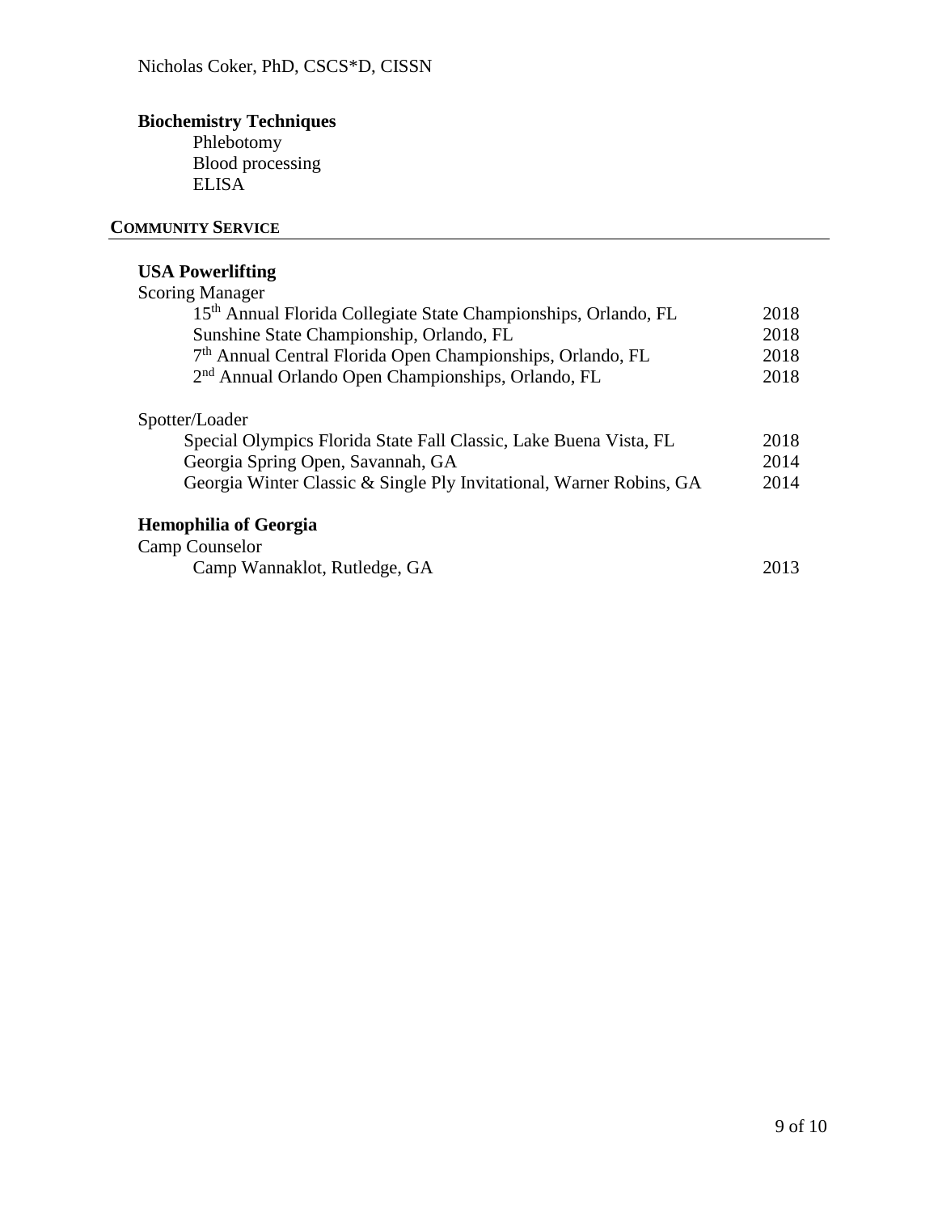### Biochemistry Techniques

Phlebotomy
Blood processing
ELISA

## COMMUNITY SERVICE

### USA Powerlifting

Scoring Manager

- 15th Annual Florida Collegiate State Championships, Orlando, FL — 2018
- Sunshine State Championship, Orlando, FL — 2018
- 7th Annual Central Florida Open Championships, Orlando, FL — 2018
- 2nd Annual Orlando Open Championships, Orlando, FL — 2018

Spotter/Loader

- Special Olympics Florida State Fall Classic, Lake Buena Vista, FL — 2018
- Georgia Spring Open, Savannah, GA — 2014
- Georgia Winter Classic & Single Ply Invitational, Warner Robins, GA — 2014

### Hemophilia of Georgia

Camp Counselor

- Camp Wannaklot, Rutledge, GA — 2013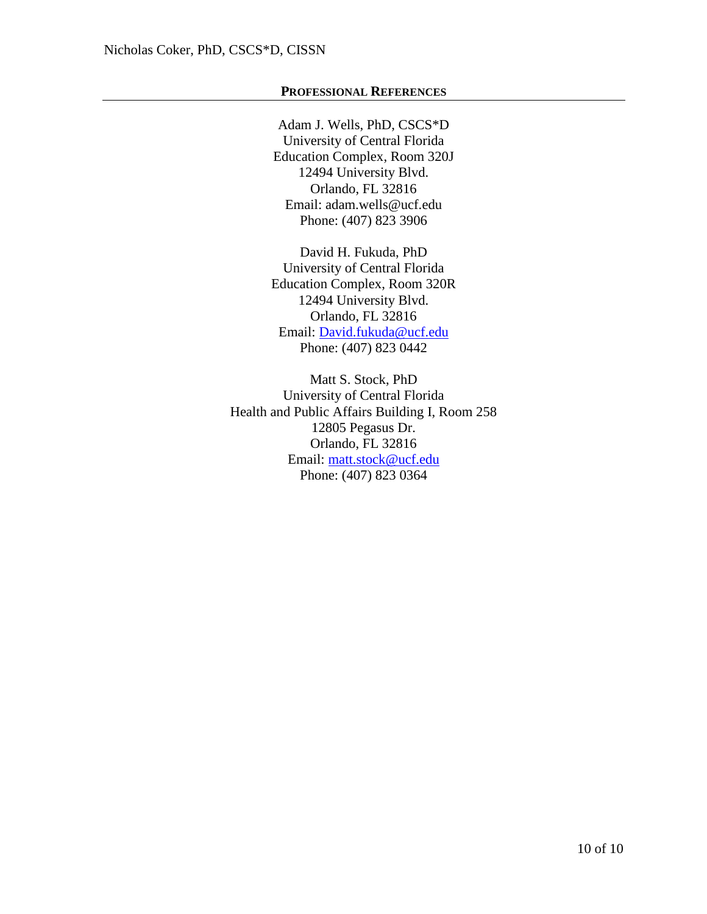## PROFESSIONAL REFERENCES

Adam J. Wells, PhD, CSCS*D  
University of Central Florida  
Education Complex, Room 320J  
12494 University Blvd.  
Orlando, FL 32816  
Email: adam.wells@ucf.edu  
Phone: (407) 823 3906

David H. Fukuda, PhD  
University of Central Florida  
Education Complex, Room 320R  
12494 University Blvd.  
Orlando, FL 32816  
Email: David.fukuda@ucf.edu  
Phone: (407) 823 0442

Matt S. Stock, PhD  
University of Central Florida  
Health and Public Affairs Building I, Room 258  
12805 Pegasus Dr.  
Orlando, FL 32816  
Email: matt.stock@ucf.edu  
Phone: (407) 823 0364